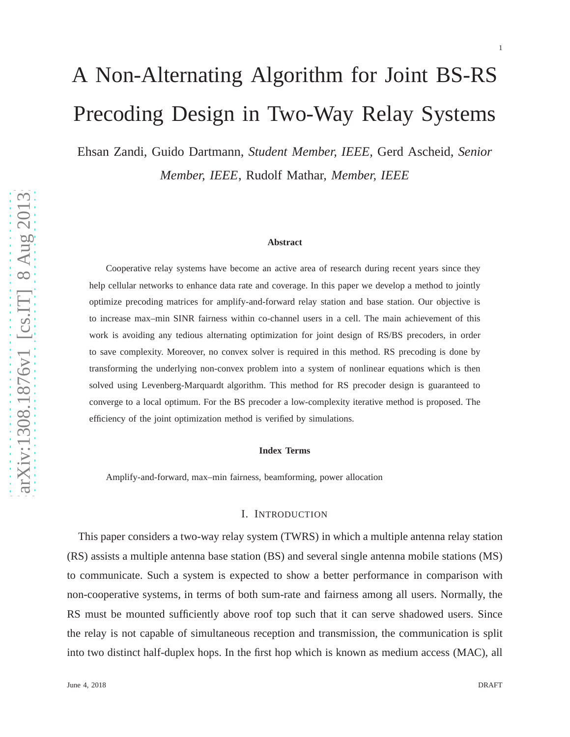# A Non-Alternating Algorithm for Joint BS-RS Precoding Design in Two-Way Relay Systems

Ehsan Zandi, Guido Dartmann, *Student Member, IEEE,* Gerd Ascheid, *Senior Member, IEEE,* Rudolf Mathar, *Member, IEEE*

### Abstract

Cooperative relay systems have become an active area of research during recent years since they help cellular networks to enhance data rate and coverage. In this paper we develop a method to jointly optimize precoding matrices for amplify-and-forward relay station and base station. Our objective is to increase max–min SINR fairness within co-channel users in a cell. The main achievement of this work is avoiding any tedious alternating optimization for joint design of RS/BS precoders, in order to save complexity. Moreover, no convex solver is required in this method. RS precoding is done by transforming the underlying non-convex problem into a system of nonlinear equations which is then solved using Levenberg-Marquardt algorithm. This method for RS precoder design is guaranteed to converge to a local optimum. For the BS precoder a low-complexity iterative method is proposed. The efficiency of the joint optimization method is verified by simulations.

### Index Terms

Amplify-and-forward, max–min fairness, beamforming, power allocation

## I. Introduction

This paper considers a two-way relay system (TWRS) in which a multiple antenna relay station (RS) assists a multiple antenna base station (BS) and several single antenna mobile stations (MS) to communicate. Such a system is expected to show a better performance in comparison with non-cooperative systems, in terms of both sum-rate and fairness among all users. Normally, the RS must be mounted sufficiently above roof top such that it can serve shadowed users. Since the relay is not capable of simultaneous reception and transmission, the communication is split into two distinct half-duplex hops. In the first hop which is known as medium access (MAC), all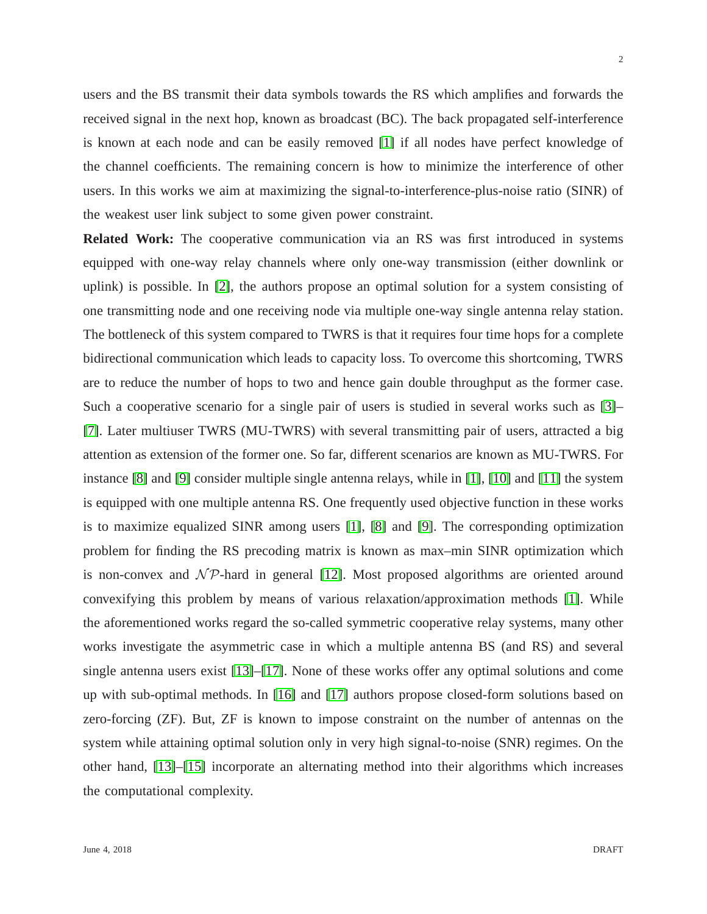users and the BS transmit their data symbols towards the RS which amplifies and forwards the received signal in the next hop, known as broadcast (BC). The back propagated self-interference is known at each node and can be easily removed [1] if all nodes have perfect knowledge of the channel coefficients. The remaining concern is how to minimize the interference of other users. In this works we aim at maximizing the signal-to-interference-plus-noise ratio (SINR) of the weakest user link subject to some given power constraint.

**Related Work:** The cooperative communication via an RS was first introduced in systems equipped with one-way relay channels where only one-way transmission (either downlink or uplink) is possible. In [2], the authors propose an optimal solution for a system consisting of one transmitting node and one receiving node via multiple one-way single antenna relay station. The bottleneck of this system compared to TWRS is that it requires four time hops for a complete bidirectional communication which leads to capacity loss. To overcome this shortcoming, TWRS are to reduce the number of hops to two and hence gain double throughput as the former case. Such a cooperative scenario for a single pair of users is studied in several works such as [3]–[7]. Later multiuser TWRS (MU-TWRS) with several transmitting pair of users, attracted a big attention as extension of the former one. So far, different scenarios are known as MU-TWRS. For instance [8] and [9] consider multiple single antenna relays, while in [1], [10] and [11] the system is equipped with one multiple antenna RS. One frequently used objective function in these works is to maximize equalized SINR among users [1], [8] and [9]. The corresponding optimization problem for finding the RS precoding matrix is known as max–min SINR optimization which is non-convex and $\mathcal{NP}$-hard in general [12]. Most proposed algorithms are oriented around convexifying this problem by means of various relaxation/approximation methods [1]. While the aforementioned works regard the so-called symmetric cooperative relay systems, many other works investigate the asymmetric case in which a multiple antenna BS (and RS) and several single antenna users exist [13]–[17]. None of these works offer any optimal solutions and come up with sub-optimal methods. In [16] and [17] authors propose closed-form solutions based on zero-forcing (ZF). But, ZF is known to impose constraint on the number of antennas on the system while attaining optimal solution only in very high signal-to-noise (SNR) regimes. On the other hand, [13]–[15] incorporate an alternating method into their algorithms which increases the computational complexity.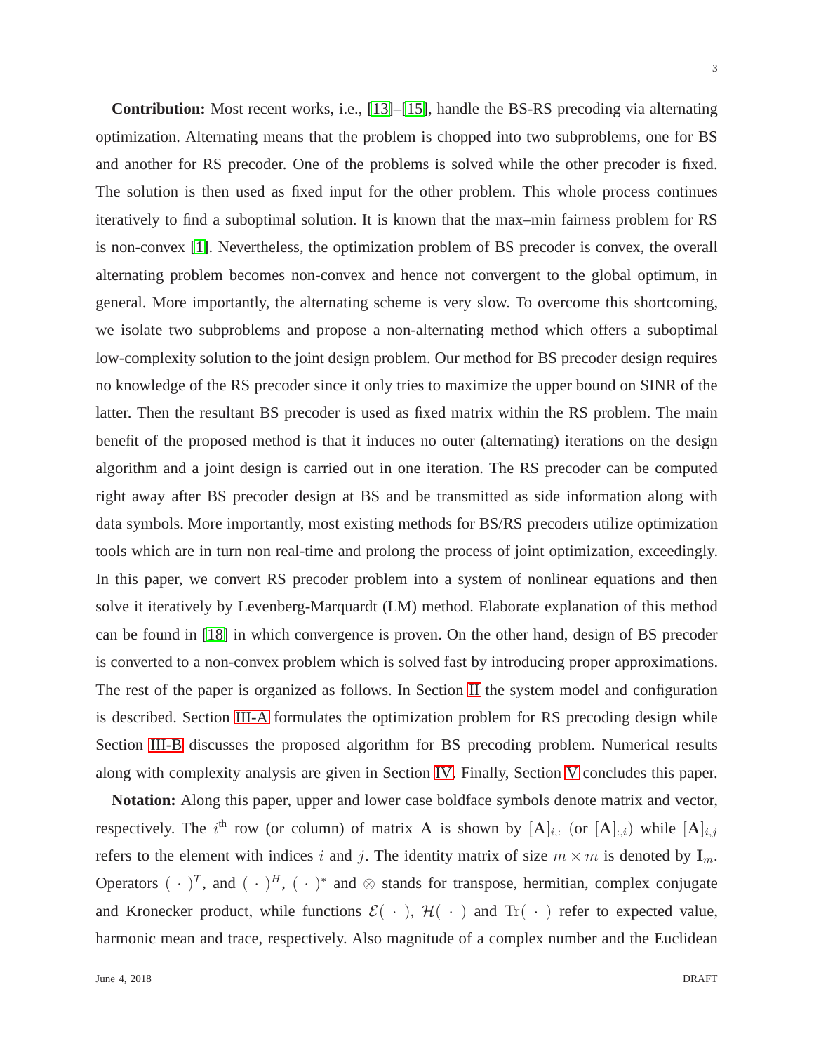**Contribution:** Most recent works, i.e., [13]–[15], handle the BS-RS precoding via alternating optimization. Alternating means that the problem is chopped into two subproblems, one for BS and another for RS precoder. One of the problems is solved while the other precoder is fixed. The solution is then used as fixed input for the other problem. This whole process continues iteratively to find a suboptimal solution. It is known that the max–min fairness problem for RS is non-convex [1]. Nevertheless, the optimization problem of BS precoder is convex, the overall alternating problem becomes non-convex and hence not convergent to the global optimum, in general. More importantly, the alternating scheme is very slow. To overcome this shortcoming, we isolate two subproblems and propose a non-alternating method which offers a suboptimal low-complexity solution to the joint design problem. Our method for BS precoder design requires no knowledge of the RS precoder since it only tries to maximize the upper bound on SINR of the latter. Then the resultant BS precoder is used as fixed matrix within the RS problem. The main benefit of the proposed method is that it induces no outer (alternating) iterations on the design algorithm and a joint design is carried out in one iteration. The RS precoder can be computed right away after BS precoder design at BS and be transmitted as side information along with data symbols. More importantly, most existing methods for BS/RS precoders utilize optimization tools which are in turn non real-time and prolong the process of joint optimization, exceedingly. In this paper, we convert RS precoder problem into a system of nonlinear equations and then solve it iteratively by Levenberg-Marquardt (LM) method. Elaborate explanation of this method can be found in [18] in which convergence is proven. On the other hand, design of BS precoder is converted to a non-convex problem which is solved fast by introducing proper approximations. The rest of the paper is organized as follows. In Section II the system model and configuration is described. Section III-A formulates the optimization problem for RS precoding design while Section III-B discusses the proposed algorithm for BS precoding problem. Numerical results along with complexity analysis are given in Section IV. Finally, Section V concludes this paper.

**Notation:** Along this paper, upper and lower case boldface symbols denote matrix and vector, respectively. The $i^{\text{th}}$ row (or column) of matrix $\mathbf{A}$ is shown by $[\mathbf{A}]_{i,:}$ (or $[\mathbf{A}]_{:,i}$) while $[\mathbf{A}]_{i,j}$ refers to the element with indices $i$ and $j$. The identity matrix of size $m \times m$ is denoted by $\mathbf{I}_m$. Operators $(\,\cdot\,)^T$, and $(\,\cdot\,)^H$, $(\,\cdot\,)^*$ and $\otimes$ stands for transpose, hermitian, complex conjugate and Kronecker product, while functions $\mathcal{E}(\,\cdot\,)$, $\mathcal{H}(\,\cdot\,)$ and $\mathrm{Tr}(\,\cdot\,)$ refer to expected value, harmonic mean and trace, respectively. Also magnitude of a complex number and the Euclidean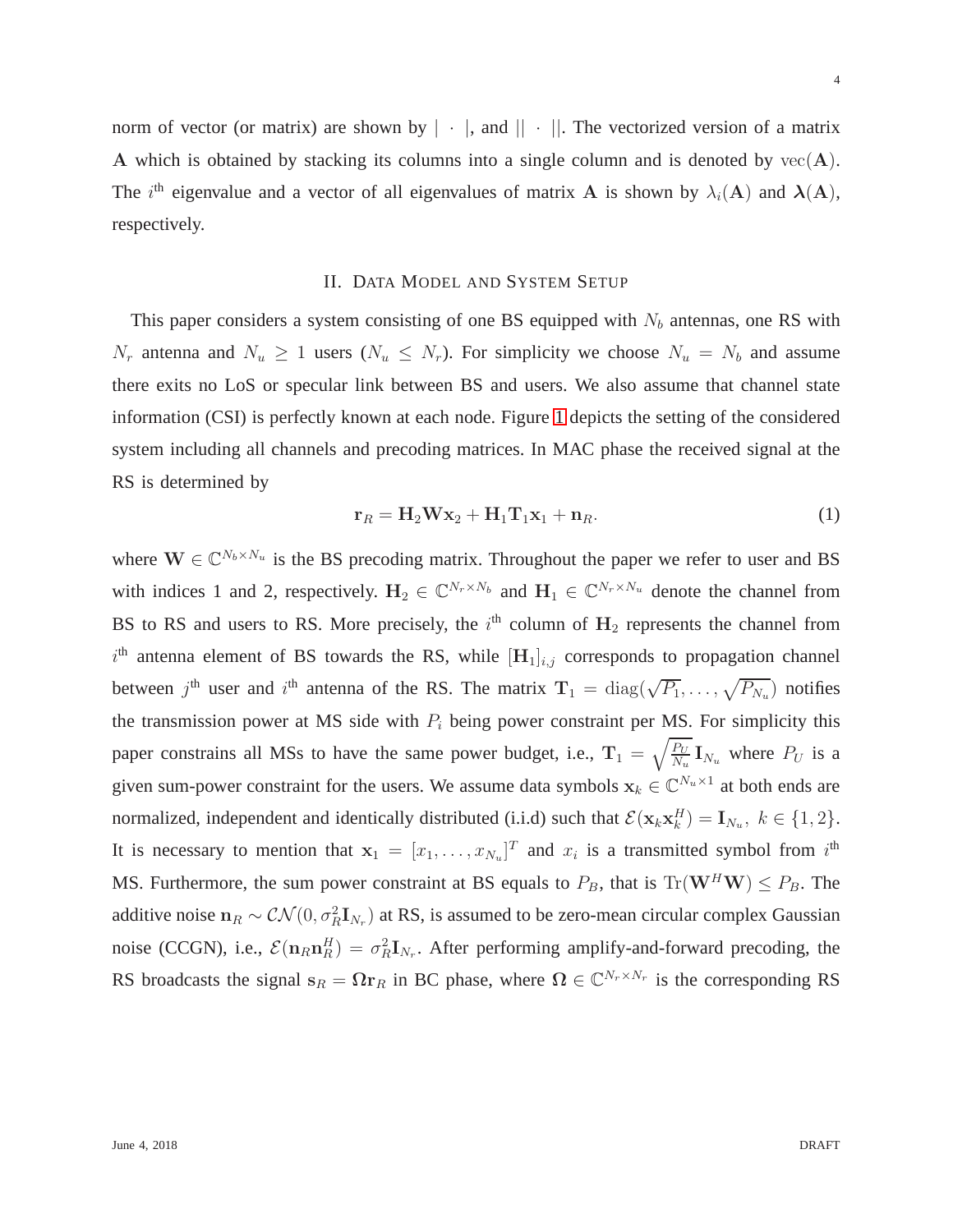norm of vector (or matrix) are shown by $|\cdot|$, and $||\cdot||$. The vectorized version of a matrix $\mathbf{A}$ which is obtained by stacking its columns into a single column and is denoted by $\text{vec}(\mathbf{A})$. The $i^{\text{th}}$ eigenvalue and a vector of all eigenvalues of matrix $\mathbf{A}$ is shown by $\lambda_i(\mathbf{A})$ and $\boldsymbol{\lambda}(\mathbf{A})$, respectively.

## II. Data Model and System Setup

This paper considers a system consisting of one BS equipped with $N_b$ antennas, one RS with $N_r$ antenna and $N_u \geq 1$ users ($N_u \leq N_r$). For simplicity we choose $N_u = N_b$ and assume there exits no LoS or specular link between BS and users. We also assume that channel state information (CSI) is perfectly known at each node. Figure 1 depicts the setting of the considered system including all channels and precoding matrices. In MAC phase the received signal at the RS is determined by

$$\mathbf{r}_R = \mathbf{H}_2\mathbf{W}\mathbf{x}_2 + \mathbf{H}_1\mathbf{T}_1\mathbf{x}_1 + \mathbf{n}_R. \tag{1}$$

where $\mathbf{W} \in \mathbb{C}^{N_b \times N_u}$ is the BS precoding matrix. Throughout the paper we refer to user and BS with indices 1 and 2, respectively. $\mathbf{H}_2 \in \mathbb{C}^{N_r \times N_b}$ and $\mathbf{H}_1 \in \mathbb{C}^{N_r \times N_u}$ denote the channel from BS to RS and users to RS. More precisely, the $i^{\text{th}}$ column of $\mathbf{H}_2$ represents the channel from $i^{\text{th}}$ antenna element of BS towards the RS, while $[\mathbf{H}_1]_{i,j}$ corresponds to propagation channel between $j^{\text{th}}$ user and $i^{\text{th}}$ antenna of the RS. The matrix $\mathbf{T}_1 = \text{diag}(\sqrt{P_1}, \ldots, \sqrt{P_{N_u}})$ notifies the transmission power at MS side with $P_i$ being power constraint per MS. For simplicity this paper constrains all MSs to have the same power budget, i.e., $\mathbf{T}_1 = \sqrt{\frac{P_U}{N_u}}\mathbf{I}_{N_u}$ where $P_U$ is a given sum-power constraint for the users. We assume data symbols $\mathbf{x}_k \in \mathbb{C}^{N_u \times 1}$ at both ends are normalized, independent and identically distributed (i.i.d) such that $\mathcal{E}(\mathbf{x}_k\mathbf{x}_k^H) = \mathbf{I}_{N_u},\ k \in \{1, 2\}$. It is necessary to mention that $\mathbf{x}_1 = [x_1, \ldots, x_{N_u}]^T$ and $x_i$ is a transmitted symbol from $i^{\text{th}}$ MS. Furthermore, the sum power constraint at BS equals to $P_B$, that is $\text{Tr}(\mathbf{W}^H\mathbf{W}) \leq P_B$. The additive noise $\mathbf{n}_R \sim \mathcal{CN}(0, \sigma_R^2\mathbf{I}_{N_r})$ at RS, is assumed to be zero-mean circular complex Gaussian noise (CCGN), i.e., $\mathcal{E}(\mathbf{n}_R\mathbf{n}_R^H) = \sigma_R^2\mathbf{I}_{N_r}$. After performing amplify-and-forward precoding, the RS broadcasts the signal $\mathbf{s}_R = \boldsymbol{\Omega}\mathbf{r}_R$ in BC phase, where $\boldsymbol{\Omega} \in \mathbb{C}^{N_r \times N_r}$ is the corresponding RS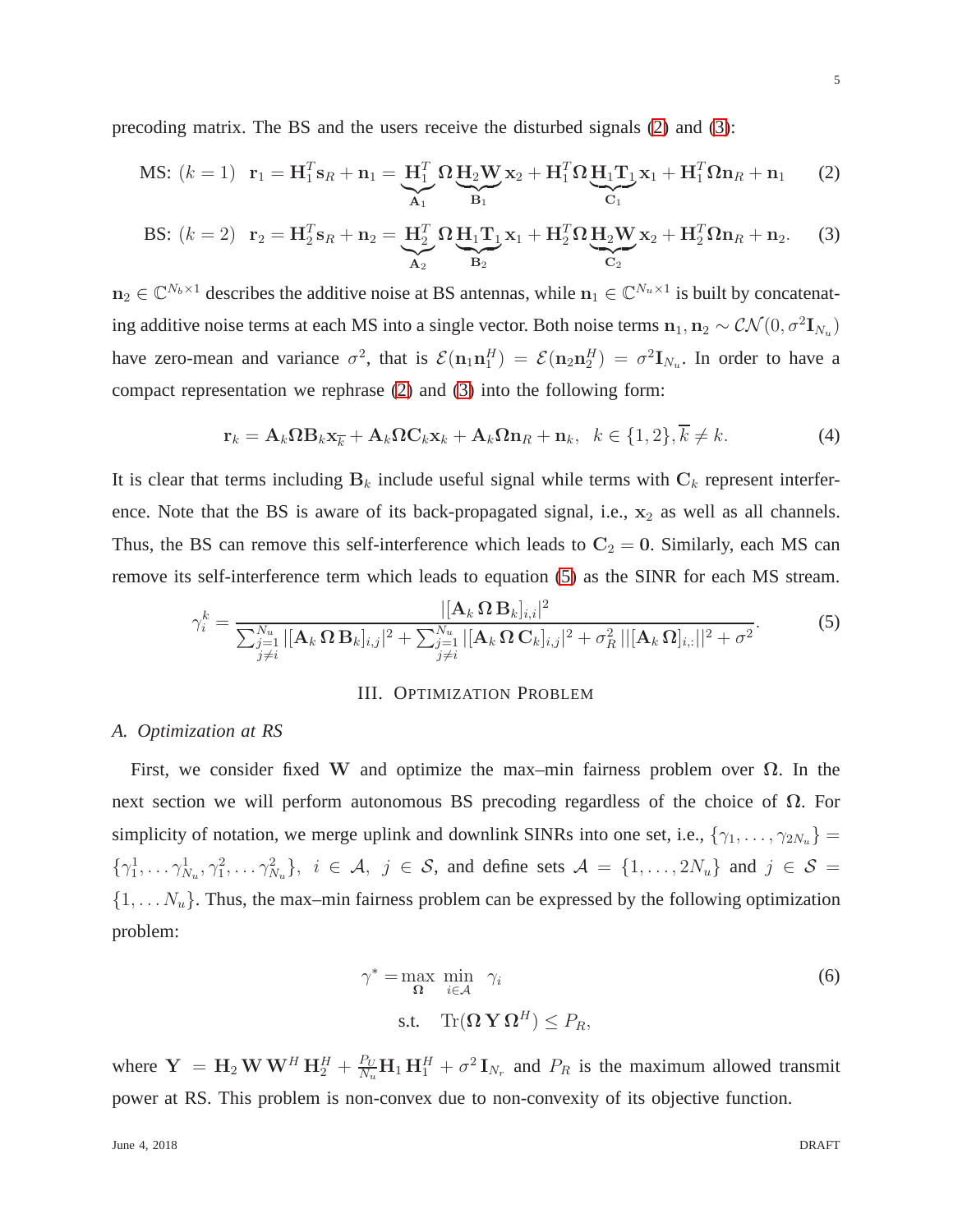precoding matrix. The BS and the users receive the disturbed signals (2) and (3):

$$\text{MS: } (k=1) \quad \mathbf{r}_1 = \mathbf{H}_1^T \mathbf{s}_R + \mathbf{n}_1 = \underbrace{\mathbf{H}_1^T}_{\mathbf{A}_1} \boldsymbol{\Omega} \underbrace{\mathbf{H}_2 \mathbf{W}}_{\mathbf{B}_1} \mathbf{x}_2 + \mathbf{H}_1^T \boldsymbol{\Omega} \underbrace{\mathbf{H}_1 \mathbf{T}_1}_{\mathbf{C}_1} \mathbf{x}_1 + \mathbf{H}_1^T \boldsymbol{\Omega} \mathbf{n}_R + \mathbf{n}_1 \tag{2}$$

$$\text{BS: } (k=2) \quad \mathbf{r}_2 = \mathbf{H}_2^T \mathbf{s}_R + \mathbf{n}_2 = \underbrace{\mathbf{H}_2^T}_{\mathbf{A}_2} \boldsymbol{\Omega} \underbrace{\mathbf{H}_1 \mathbf{T}_1}_{\mathbf{B}_2} \mathbf{x}_1 + \mathbf{H}_2^T \boldsymbol{\Omega} \underbrace{\mathbf{H}_2 \mathbf{W}}_{\mathbf{C}_2} \mathbf{x}_2 + \mathbf{H}_2^T \boldsymbol{\Omega} \mathbf{n}_R + \mathbf{n}_2. \tag{3}$$

$\mathbf{n}_2 \in \mathbb{C}^{N_b \times 1}$ describes the additive noise at BS antennas, while $\mathbf{n}_1 \in \mathbb{C}^{N_u \times 1}$ is built by concatenating additive noise terms at each MS into a single vector. Both noise terms $\mathbf{n}_1, \mathbf{n}_2 \sim \mathcal{CN}(0, \sigma^2 \mathbf{I}_{N_u})$ have zero-mean and variance $\sigma^2$, that is $\mathcal{E}(\mathbf{n}_1 \mathbf{n}_1^H) = \mathcal{E}(\mathbf{n}_2 \mathbf{n}_2^H) = \sigma^2 \mathbf{I}_{N_u}$. In order to have a compact representation we rephrase (2) and (3) into the following form:

$$\mathbf{r}_k = \mathbf{A}_k \boldsymbol{\Omega} \mathbf{B}_k \mathbf{x}_{\overline{k}} + \mathbf{A}_k \boldsymbol{\Omega} \mathbf{C}_k \mathbf{x}_k + \mathbf{A}_k \boldsymbol{\Omega} \mathbf{n}_R + \mathbf{n}_k, \quad k \in \{1,2\}, \overline{k} \neq k. \tag{4}$$

It is clear that terms including $\mathbf{B}_k$ include useful signal while terms with $\mathbf{C}_k$ represent interference. Note that the BS is aware of its back-propagated signal, i.e., $\mathbf{x}_2$ as well as all channels. Thus, the BS can remove this self-interference which leads to $\mathbf{C}_2 = \mathbf{0}$. Similarly, each MS can remove its self-interference term which leads to equation (5) as the SINR for each MS stream.

$$\gamma_i^k = \frac{|[\mathbf{A}_k \, \boldsymbol{\Omega} \, \mathbf{B}_k]_{i,i}|^2}{\sum_{\substack{j=1 \\ j \neq i}}^{N_u} |[\mathbf{A}_k \, \boldsymbol{\Omega} \, \mathbf{B}_k]_{i,j}|^2 + \sum_{\substack{j=1 \\ j \neq i}}^{N_u} |[\mathbf{A}_k \, \boldsymbol{\Omega} \, \mathbf{C}_k]_{i,j}|^2 + \sigma_R^2 \, ||[\mathbf{A}_k \, \boldsymbol{\Omega}]_{i,:}||^2 + \sigma^2}. \tag{5}$$

## III. Optimization Problem

### A. Optimization at RS

First, we consider fixed $\mathbf{W}$ and optimize the max–min fairness problem over $\boldsymbol{\Omega}$. In the next section we will perform autonomous BS precoding regardless of the choice of $\boldsymbol{\Omega}$. For simplicity of notation, we merge uplink and downlink SINRs into one set, i.e., $\{\gamma_1, \ldots, \gamma_{2N_u}\} = \{\gamma_1^1, \ldots \gamma_{N_u}^1, \gamma_1^2, \ldots \gamma_{N_u}^2\}$, $i \in \mathcal{A}$, $j \in \mathcal{S}$, and define sets $\mathcal{A} = \{1, \ldots, 2N_u\}$ and $j \in \mathcal{S} = \{1, \ldots N_u\}$. Thus, the max–min fairness problem can be expressed by the following optimization problem:

$$\begin{aligned} \gamma^* = & \max_{\boldsymbol{\Omega}} \; \min_{i \in \mathcal{A}} \;\; \gamma_i \\ & \text{s.t.} \quad \mathrm{Tr}(\boldsymbol{\Omega} \, \mathbf{Y} \, \boldsymbol{\Omega}^H) \leq P_R, \end{aligned} \tag{6}$$

where $\mathbf{Y} = \mathbf{H}_2 \, \mathbf{W} \, \mathbf{W}^H \, \mathbf{H}_2^H + \frac{P_U}{N_u} \mathbf{H}_1 \, \mathbf{H}_1^H + \sigma^2 \, \mathbf{I}_{N_r}$ and $P_R$ is the maximum allowed transmit power at RS. This problem is non-convex due to non-convexity of its objective function.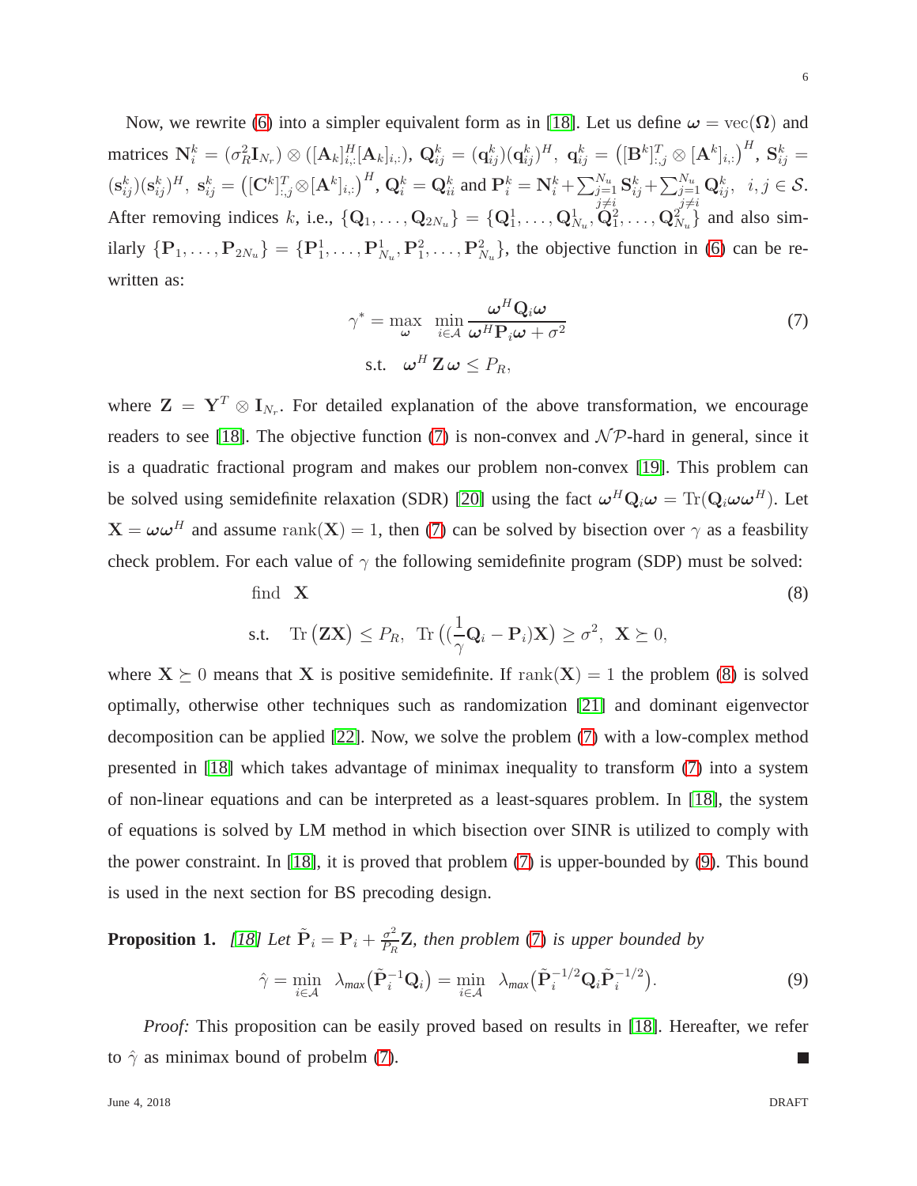Now, we rewrite (6) into a simpler equivalent form as in [18]. Let us define $\boldsymbol{\omega} = \mathrm{vec}(\boldsymbol{\Omega})$ and matrices $\mathbf{N}_i^k = (\sigma_R^2 \mathbf{I}_{N_r}) \otimes ([\mathbf{A}_k]_{i,:}^H [\mathbf{A}_k]_{i,:})$, $\mathbf{Q}_{ij}^k = (\mathbf{q}_{ij}^k)(\mathbf{q}_{ij}^k)^H$, $\mathbf{q}_{ij}^k = \left([\mathbf{B}^k]_{:,j}^T \otimes [\mathbf{A}^k]_{i,:}\right)^H$, $\mathbf{S}_{ij}^k = (\mathbf{s}_{ij}^k)(\mathbf{s}_{ij}^k)^H$, $\mathbf{s}_{ij}^k = \left([\mathbf{C}^k]_{:,j}^T \otimes [\mathbf{A}^k]_{i,:}\right)^H$, $\mathbf{Q}_i^k = \mathbf{Q}_{ii}^k$ and $\mathbf{P}_i^k = \mathbf{N}_i^k + \sum_{\substack{j=1 \\ j\neq i}}^{N_u} \mathbf{S}_{ij}^k + \sum_{\substack{j=1 \\ j\neq i}}^{N_u} \mathbf{Q}_{ij}^k, \;\; i,j \in \mathcal{S}$. After removing indices $k$, i.e., $\{\mathbf{Q}_1, \ldots, \mathbf{Q}_{2N_u}\} = \{\mathbf{Q}_1^1, \ldots, \mathbf{Q}_{N_u}^1, \mathbf{Q}_1^2, \ldots, \mathbf{Q}_{N_u}^2\}$ and also similarly $\{\mathbf{P}_1, \ldots, \mathbf{P}_{2N_u}\} = \{\mathbf{P}_1^1, \ldots, \mathbf{P}_{N_u}^1, \mathbf{P}_1^2, \ldots, \mathbf{P}_{N_u}^2\}$, the objective function in (6) can be rewritten as:

$$
\begin{aligned}
\gamma^* = \max_{\boldsymbol{\omega}} \;\; & \min_{i\in\mathcal{A}} \frac{\boldsymbol{\omega}^H \mathbf{Q}_i \boldsymbol{\omega}}{\boldsymbol{\omega}^H \mathbf{P}_i \boldsymbol{\omega} + \sigma^2} \\
\text{s.t.} \;\; & \boldsymbol{\omega}^H \mathbf{Z}\, \boldsymbol{\omega} \le P_R,
\end{aligned} \tag{7}
$$

where $\mathbf{Z} = \mathbf{Y}^T \otimes \mathbf{I}_{N_r}$. For detailed explanation of the above transformation, we encourage readers to see [18]. The objective function (7) is non-convex and $\mathcal{NP}$-hard in general, since it is a quadratic fractional program and makes our problem non-convex [19]. This problem can be solved using semidefinite relaxation (SDR) [20] using the fact $\boldsymbol{\omega}^H \mathbf{Q}_i \boldsymbol{\omega} = \mathrm{Tr}(\mathbf{Q}_i \boldsymbol{\omega}\boldsymbol{\omega}^H)$. Let $\mathbf{X} = \boldsymbol{\omega}\boldsymbol{\omega}^H$ and assume $\mathrm{rank}(\mathbf{X}) = 1$, then (7) can be solved by bisection over $\gamma$ as a feasibility check problem. For each value of $\gamma$ the following semidefinite program (SDP) must be solved:

$$
\begin{aligned}
& \text{find} \;\; \mathbf{X} \\
& \text{s.t.} \;\; \mathrm{Tr}\left(\mathbf{Z}\mathbf{X}\right) \le P_R, \;\; \mathrm{Tr}\left((\frac{1}{\gamma}\mathbf{Q}_i - \mathbf{P}_i)\mathbf{X}\right) \ge \sigma^2, \;\; \mathbf{X} \succeq 0,
\end{aligned} \tag{8}
$$

where $\mathbf{X} \succeq 0$ means that $\mathbf{X}$ is positive semidefinite. If $\mathrm{rank}(\mathbf{X}) = 1$ the problem (8) is solved optimally, otherwise other techniques such as randomization [21] and dominant eigenvector decomposition can be applied [22]. Now, we solve the problem (7) with a low-complex method presented in [18] which takes advantage of minimax inequality to transform (7) into a system of non-linear equations and can be interpreted as a least-squares problem. In [18], the system of equations is solved by LM method in which bisection over SINR is utilized to comply with the power constraint. In [18], it is proved that problem (7) is upper-bounded by (9). This bound is used in the next section for BS precoding design.

**Proposition 1.** *[18] Let $\tilde{\mathbf{P}}_i = \mathbf{P}_i + \frac{\sigma^2}{P_R}\mathbf{Z}$, then problem (7) is upper bounded by*

$$
\hat{\gamma} = \min_{i\in\mathcal{A}} \;\; \lambda_{max}\big(\tilde{\mathbf{P}}_i^{-1}\mathbf{Q}_i\big) = \min_{i\in\mathcal{A}} \;\; \lambda_{max}\big(\tilde{\mathbf{P}}_i^{-1/2}\mathbf{Q}_i\tilde{\mathbf{P}}_i^{-1/2}\big). \tag{9}
$$

*Proof:* This proposition can be easily proved based on results in [18]. Hereafter, we refer to $\hat{\gamma}$ as minimax bound of probelm (7). ■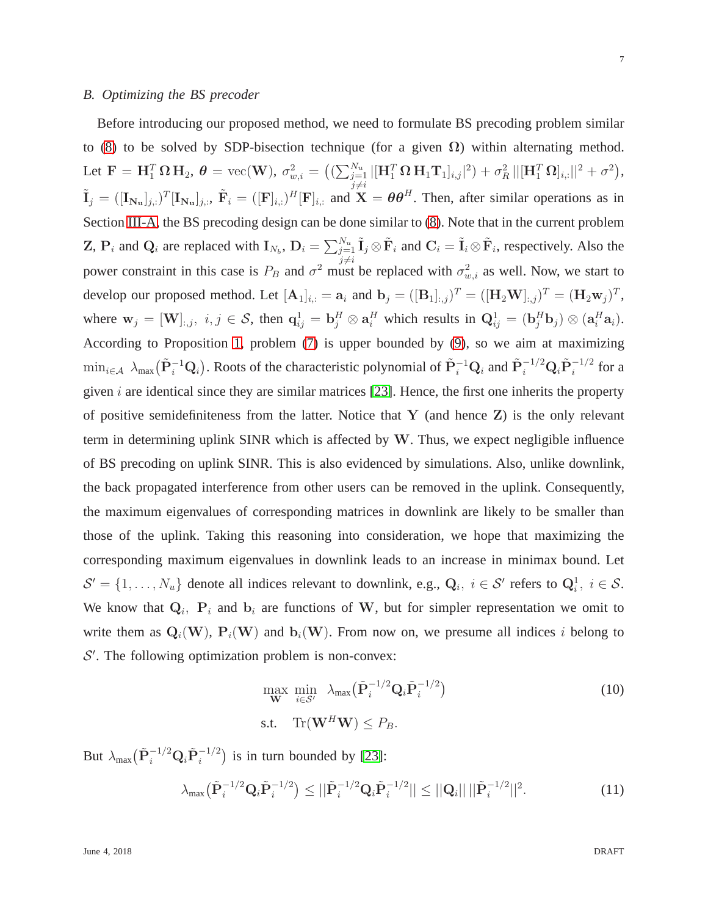### B. Optimizing the BS precoder

Before introducing our proposed method, we need to formulate BS precoding problem similar to (8) to be solved by SDP-bisection technique (for a given $\mathbf{\Omega}$) within alternating method. Let $\mathbf{F} = \mathbf{H}_1^T \mathbf{\Omega} \mathbf{H}_2$, $\boldsymbol{\theta} = \mathrm{vec}(\mathbf{W})$, $\sigma_{w,i}^2 = \big((\sum_{\substack{j=1 \\ j\neq i}}^{N_u} |[\mathbf{H}_1^T \mathbf{\Omega} \mathbf{H}_1 \mathbf{T}_1]_{i,j}|^2) + \sigma_R^2 \, ||[\mathbf{H}_1^T \mathbf{\Omega}]_{i,:}||^2 + \sigma^2\big)$, $\tilde{\mathbf{I}}_j = ([\mathbf{I}_{\mathbf{N_u}}]_{j,:})^T [\mathbf{I}_{\mathbf{N_u}}]_{j,:}$, $\tilde{\mathbf{F}}_i = ([\mathbf{F}]_{i,:})^H [\mathbf{F}]_{i,:}$ and $\mathbf{X} = \boldsymbol{\theta}\boldsymbol{\theta}^H$. Then, after similar operations as in Section III-A, the BS precoding design can be done similar to (8). Note that in the current problem $\mathbf{Z}$, $\mathbf{P}_i$ and $\mathbf{Q}_i$ are replaced with $\mathbf{I}_{N_b}$, $\mathbf{D}_i = \sum_{\substack{j=1 \\ j\neq i}}^{N_u} \tilde{\mathbf{I}}_j \otimes \tilde{\mathbf{F}}_i$ and $\mathbf{C}_i = \tilde{\mathbf{I}}_i \otimes \tilde{\mathbf{F}}_i$, respectively. Also the power constraint in this case is $P_B$ and $\sigma^2$ must be replaced with $\sigma_{w,i}^2$ as well. Now, we start to develop our proposed method. Let $[\mathbf{A}_1]_{i,:} = \mathbf{a}_i$ and $\mathbf{b}_j = ([\mathbf{B}_1]_{:,j})^T = ([\mathbf{H}_2 \mathbf{W}]_{:,j})^T = (\mathbf{H}_2 \mathbf{w}_j)^T$, where $\mathbf{w}_j = [\mathbf{W}]_{:,j}$, $i, j \in \mathcal{S}$, then $\mathbf{q}_{ij}^1 = \mathbf{b}_j^H \otimes \mathbf{a}_i^H$ which results in $\mathbf{Q}_{ij}^1 = (\mathbf{b}_j^H \mathbf{b}_j) \otimes (\mathbf{a}_i^H \mathbf{a}_i)$. According to Proposition 1, problem (7) is upper bounded by (9), so we aim at maximizing $\min_{i \in \mathcal{A}} \; \lambda_{\max}\big(\tilde{\mathbf{P}}_i^{-1} \mathbf{Q}_i\big)$. Roots of the characteristic polynomial of $\tilde{\mathbf{P}}_i^{-1} \mathbf{Q}_i$ and $\tilde{\mathbf{P}}_i^{-1/2} \mathbf{Q}_i \tilde{\mathbf{P}}_i^{-1/2}$ for a given $i$ are identical since they are similar matrices [23]. Hence, the first one inherits the property of positive semidefiniteness from the latter. Notice that $\mathbf{Y}$ (and hence $\mathbf{Z}$) is the only relevant term in determining uplink SINR which is affected by $\mathbf{W}$. Thus, we expect negligible influence of BS precoding on uplink SINR. This is also evidenced by simulations. Also, unlike downlink, the back propagated interference from other users can be removed in the uplink. Consequently, the maximum eigenvalues of corresponding matrices in downlink are likely to be smaller than those of the uplink. Taking this reasoning into consideration, we hope that maximizing the corresponding maximum eigenvalues in downlink leads to an increase in minimax bound. Let $\mathcal{S}' = \{1, \ldots, N_u\}$ denote all indices relevant to downlink, e.g., $\mathbf{Q}_i, \; i \in \mathcal{S}'$ refers to $\mathbf{Q}_i^1, \; i \in \mathcal{S}$. We know that $\mathbf{Q}_i$, $\mathbf{P}_i$ and $\mathbf{b}_i$ are functions of $\mathbf{W}$, but for simpler representation we omit to write them as $\mathbf{Q}_i(\mathbf{W})$, $\mathbf{P}_i(\mathbf{W})$ and $\mathbf{b}_i(\mathbf{W})$. From now on, we presume all indices $i$ belong to $\mathcal{S}'$. The following optimization problem is non-convex:

$$
\begin{aligned}
&\max_{\mathbf{W}} \; \min_{i \in \mathcal{S}'} \;\; \lambda_{\max}\big(\tilde{\mathbf{P}}_i^{-1/2} \mathbf{Q}_i \tilde{\mathbf{P}}_i^{-1/2}\big) \\
&\text{s.t.} \quad \mathrm{Tr}(\mathbf{W}^H \mathbf{W}) \leq P_B.
\end{aligned} \tag{10}
$$

But $\lambda_{\max}\big(\tilde{\mathbf{P}}_i^{-1/2} \mathbf{Q}_i \tilde{\mathbf{P}}_i^{-1/2}\big)$ is in turn bounded by [23]:

$$
\lambda_{\max}\big(\tilde{\mathbf{P}}_i^{-1/2} \mathbf{Q}_i \tilde{\mathbf{P}}_i^{-1/2}\big) \leq ||\tilde{\mathbf{P}}_i^{-1/2} \mathbf{Q}_i \tilde{\mathbf{P}}_i^{-1/2}|| \leq ||\mathbf{Q}_i|| \, ||\tilde{\mathbf{P}}_i^{-1/2}||^2. \tag{11}
$$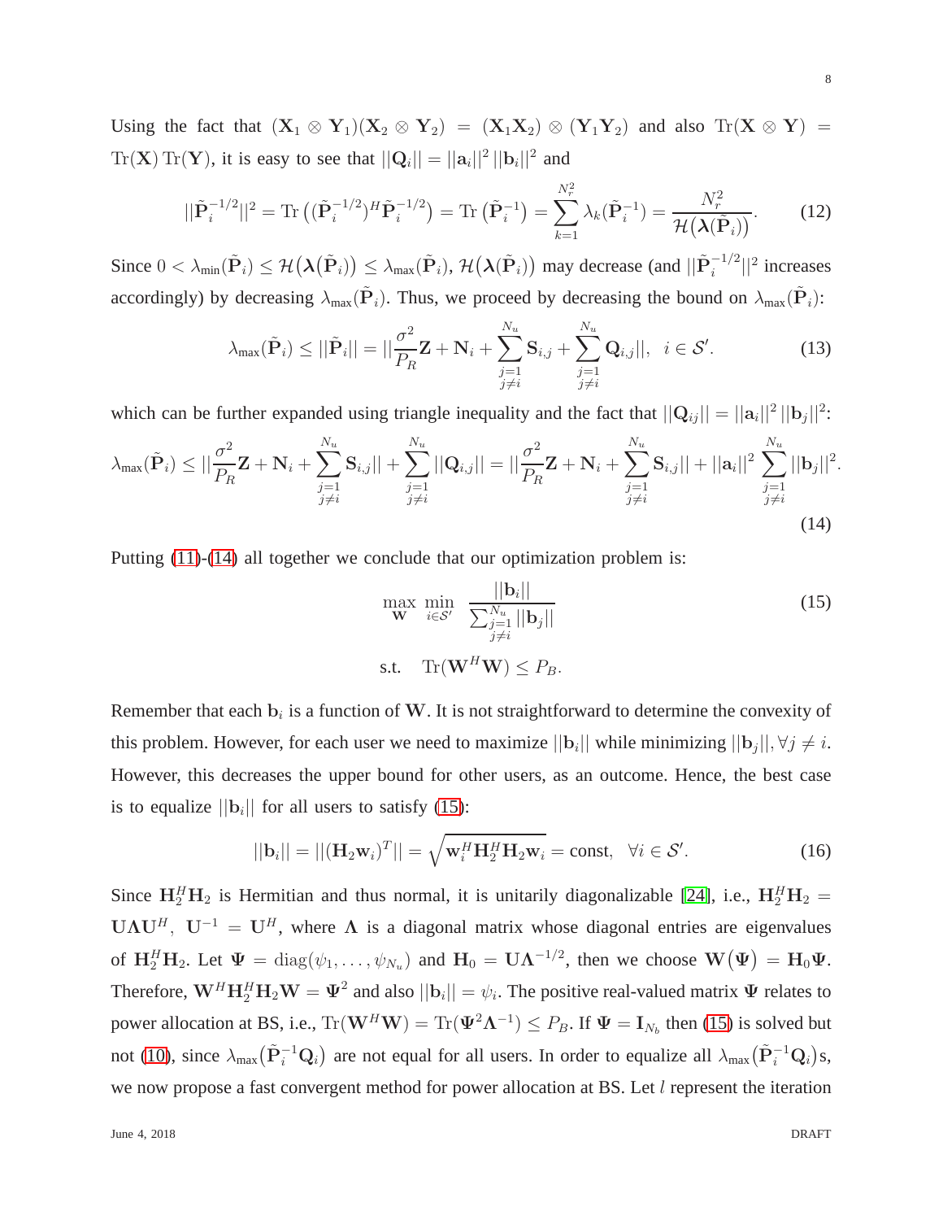Using the fact that $(\mathbf{X}_1 \otimes \mathbf{Y}_1)(\mathbf{X}_2 \otimes \mathbf{Y}_2) = (\mathbf{X}_1\mathbf{X}_2) \otimes (\mathbf{Y}_1\mathbf{Y}_2)$ and also $\mathrm{Tr}(\mathbf{X} \otimes \mathbf{Y}) = \mathrm{Tr}(\mathbf{X})\,\mathrm{Tr}(\mathbf{Y})$, it is easy to see that $||\mathbf{Q}_i|| = ||\mathbf{a}_i||^2\,||\mathbf{b}_i||^2$ and

$$||\tilde{\mathbf{P}}_i^{-1/2}||^2 = \mathrm{Tr}\left((\tilde{\mathbf{P}}_i^{-1/2})^H\tilde{\mathbf{P}}_i^{-1/2}\right) = \mathrm{Tr}\left(\tilde{\mathbf{P}}_i^{-1}\right) = \sum_{k=1}^{N_r^2}\lambda_k(\tilde{\mathbf{P}}_i^{-1}) = \frac{N_r^2}{\mathcal{H}\big(\boldsymbol{\lambda}(\tilde{\mathbf{P}}_i)\big)}. \tag{12}$$

Since $0 < \lambda_{\min}(\tilde{\mathbf{P}}_i) \leq \mathcal{H}\big(\boldsymbol{\lambda}(\tilde{\mathbf{P}}_i)\big) \leq \lambda_{\max}(\tilde{\mathbf{P}}_i)$, $\mathcal{H}\big(\boldsymbol{\lambda}(\tilde{\mathbf{P}}_i)\big)$ may decrease (and $||\tilde{\mathbf{P}}_i^{-1/2}||^2$ increases accordingly) by decreasing $\lambda_{\max}(\tilde{\mathbf{P}}_i)$. Thus, we proceed by decreasing the bound on $\lambda_{\max}(\tilde{\mathbf{P}}_i)$:

$$\lambda_{\max}(\tilde{\mathbf{P}}_i) \leq ||\tilde{\mathbf{P}}_i|| = ||\frac{\sigma^2}{P_R}\mathbf{Z} + \mathbf{N}_i + \sum_{\substack{j=1\\ j\neq i}}^{N_u}\mathbf{S}_{i,j} + \sum_{\substack{j=1\\ j\neq i}}^{N_u}\mathbf{Q}_{i,j}||, \quad i \in \mathcal{S}'. \tag{13}$$

which can be further expanded using triangle inequality and the fact that $||\mathbf{Q}_{ij}|| = ||\mathbf{a}_i||^2\,||\mathbf{b}_j||^2$:

$$\lambda_{\max}(\tilde{\mathbf{P}}_i) \leq ||\frac{\sigma^2}{P_R}\mathbf{Z} + \mathbf{N}_i + \sum_{\substack{j=1\\ j\neq i}}^{N_u}\mathbf{S}_{i,j}|| + \sum_{\substack{j=1\\ j\neq i}}^{N_u}||\mathbf{Q}_{i,j}|| = ||\frac{\sigma^2}{P_R}\mathbf{Z} + \mathbf{N}_i + \sum_{\substack{j=1\\ j\neq i}}^{N_u}\mathbf{S}_{i,j}|| + ||\mathbf{a}_i||^2\sum_{\substack{j=1\\ j\neq i}}^{N_u}||\mathbf{b}_j||^2. \tag{14}$$

Putting (11)-(14) all together we conclude that our optimization problem is:

$$\begin{aligned} \max_{\mathbf{W}}\ \min_{i\in\mathcal{S}'}\ & \frac{||\mathbf{b}_i||}{\sum_{\substack{j=1\\ j\neq i}}^{N_u}||\mathbf{b}_j||} \\ \text{s.t.}\quad & \mathrm{Tr}(\mathbf{W}^H\mathbf{W}) \leq P_B. \end{aligned} \tag{15}$$

Remember that each $\mathbf{b}_i$ is a function of $\mathbf{W}$. It is not straightforward to determine the convexity of this problem. However, for each user we need to maximize $||\mathbf{b}_i||$ while minimizing $||\mathbf{b}_j||, \forall j \neq i$. However, this decreases the upper bound for other users, as an outcome. Hence, the best case is to equalize $||\mathbf{b}_i||$ for all users to satisfy (15):

$$||\mathbf{b}_i|| = ||(\mathbf{H}_2\mathbf{w}_i)^T|| = \sqrt{\mathbf{w}_i^H\mathbf{H}_2^H\mathbf{H}_2\mathbf{w}_i} = \text{const}, \quad \forall i \in \mathcal{S}'. \tag{16}$$

Since $\mathbf{H}_2^H\mathbf{H}_2$ is Hermitian and thus normal, it is unitarily diagonalizable [24], i.e., $\mathbf{H}_2^H\mathbf{H}_2 = \mathbf{U}\boldsymbol{\Lambda}\mathbf{U}^H$, $\mathbf{U}^{-1} = \mathbf{U}^H$, where $\boldsymbol{\Lambda}$ is a diagonal matrix whose diagonal entries are eigenvalues of $\mathbf{H}_2^H\mathbf{H}_2$. Let $\boldsymbol{\Psi} = \mathrm{diag}(\psi_1, \ldots, \psi_{N_u})$ and $\mathbf{H}_0 = \mathbf{U}\boldsymbol{\Lambda}^{-1/2}$, then we choose $\mathbf{W}\big(\boldsymbol{\Psi}\big) = \mathbf{H}_0\boldsymbol{\Psi}$. Therefore, $\mathbf{W}^H\mathbf{H}_2^H\mathbf{H}_2\mathbf{W} = \boldsymbol{\Psi}^2$ and also $||\mathbf{b}_i|| = \psi_i$. The positive real-valued matrix $\boldsymbol{\Psi}$ relates to power allocation at BS, i.e., $\mathrm{Tr}(\mathbf{W}^H\mathbf{W}) = \mathrm{Tr}(\boldsymbol{\Psi}^2\boldsymbol{\Lambda}^{-1}) \leq P_B$. If $\boldsymbol{\Psi} = \mathbf{I}_{N_b}$ then (15) is solved but not (10), since $\lambda_{\max}\big(\tilde{\mathbf{P}}_i^{-1}\mathbf{Q}_i\big)$ are not equal for all users. In order to equalize all $\lambda_{\max}\big(\tilde{\mathbf{P}}_i^{-1}\mathbf{Q}_i\big)$s, we now propose a fast convergent method for power allocation at BS. Let $l$ represent the iteration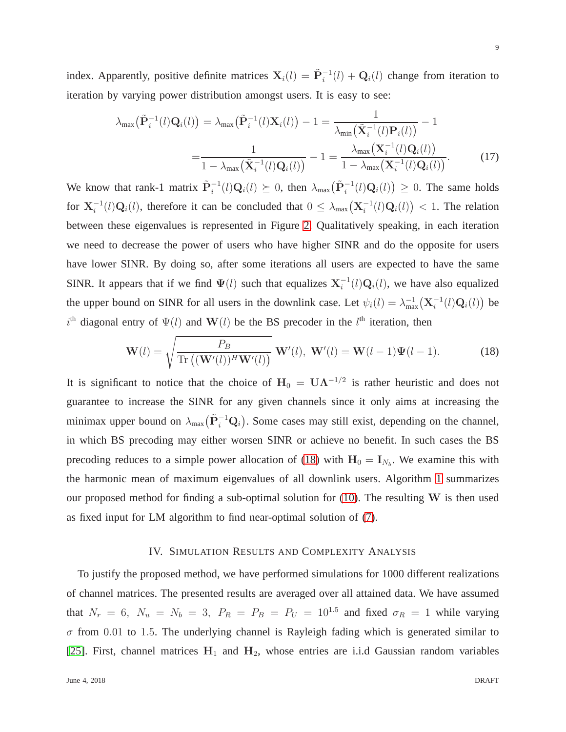index. Apparently, positive definite matrices $\mathbf{X}_i(l) = \tilde{\mathbf{P}}_i^{-1}(l) + \mathbf{Q}_i(l)$ change from iteration to iteration by varying power distribution amongst users. It is easy to see:

$$
\begin{aligned}
\lambda_{\max}\big(\tilde{\mathbf{P}}_i^{-1}(l)\mathbf{Q}_i(l)\big) &= \lambda_{\max}\big(\tilde{\mathbf{P}}_i^{-1}(l)\mathbf{X}_i(l)\big) - 1 = \frac{1}{\lambda_{\min}\big(\tilde{\mathbf{X}}_i^{-1}(l)\mathbf{P}_i(l)\big)} - 1 \\
&= \frac{1}{1 - \lambda_{\max}\big(\tilde{\mathbf{X}}_i^{-1}(l)\mathbf{Q}_i(l)\big)} - 1 = \frac{\lambda_{\max}\big(\mathbf{X}_i^{-1}(l)\mathbf{Q}_i(l)\big)}{1 - \lambda_{\max}\big(\mathbf{X}_i^{-1}(l)\mathbf{Q}_i(l)\big)}.
\end{aligned} \tag{17}
$$

We know that rank-1 matrix $\tilde{\mathbf{P}}_i^{-1}(l)\mathbf{Q}_i(l) \succeq 0$, then $\lambda_{\max}\big(\tilde{\mathbf{P}}_i^{-1}(l)\mathbf{Q}_i(l)\big) \geq 0$. The same holds for $\mathbf{X}_i^{-1}(l)\mathbf{Q}_i(l)$, therefore it can be concluded that $0 \leq \lambda_{\max}\big(\mathbf{X}_i^{-1}(l)\mathbf{Q}_i(l)\big) < 1$. The relation between these eigenvalues is represented in Figure 2. Qualitatively speaking, in each iteration we need to decrease the power of users who have higher SINR and do the opposite for users have lower SINR. By doing so, after some iterations all users are expected to have the same SINR. It appears that if we find $\mathbf{\Psi}(l)$ such that equalizes $\mathbf{X}_i^{-1}(l)\mathbf{Q}_i(l)$, we have also equalized the upper bound on SINR for all users in the downlink case. Let $\psi_i(l) = \lambda_{\max}^{-1}\big(\mathbf{X}_i^{-1}(l)\mathbf{Q}_i(l)\big)$ be $i^{\text{th}}$ diagonal entry of $\Psi(l)$ and $\mathbf{W}(l)$ be the BS precoder in the $l^{\text{th}}$ iteration, then

$$
\mathbf{W}(l) = \sqrt{\frac{P_B}{\operatorname{Tr}\left((\mathbf{W}'(l))^H \mathbf{W}'(l)\right)}}\, \mathbf{W}'(l),\ \mathbf{W}'(l) = \mathbf{W}(l-1)\mathbf{\Psi}(l-1). \tag{18}
$$

It is significant to notice that the choice of $\mathbf{H}_0 = \mathbf{U}\mathbf{\Lambda}^{-1/2}$ is rather heuristic and does not guarantee to increase the SINR for any given channels since it only aims at increasing the minimax upper bound on $\lambda_{\max}\big(\tilde{\mathbf{P}}_i^{-1}\mathbf{Q}_i\big)$. Some cases may still exist, depending on the channel, in which BS precoding may either worsen SINR or achieve no benefit. In such cases the BS precoding reduces to a simple power allocation of (18) with $\mathbf{H}_0 = \mathbf{I}_{N_b}$. We examine this with the harmonic mean of maximum eigenvalues of all downlink users. Algorithm 1 summarizes our proposed method for finding a sub-optimal solution for (10). The resulting $\mathbf{W}$ is then used as fixed input for LM algorithm to find near-optimal solution of (7).

## IV. Simulation Results and Complexity Analysis

To justify the proposed method, we have performed simulations for 1000 different realizations of channel matrices. The presented results are averaged over all attained data. We have assumed that $N_r = 6,\ N_u = N_b = 3,\ P_R = P_B = P_U = 10^{1.5}$ and fixed $\sigma_R = 1$ while varying $\sigma$ from $0.01$ to $1.5$. The underlying channel is Rayleigh fading which is generated similar to [25]. First, channel matrices $\mathbf{H}_1$ and $\mathbf{H}_2$, whose entries are i.i.d Gaussian random variables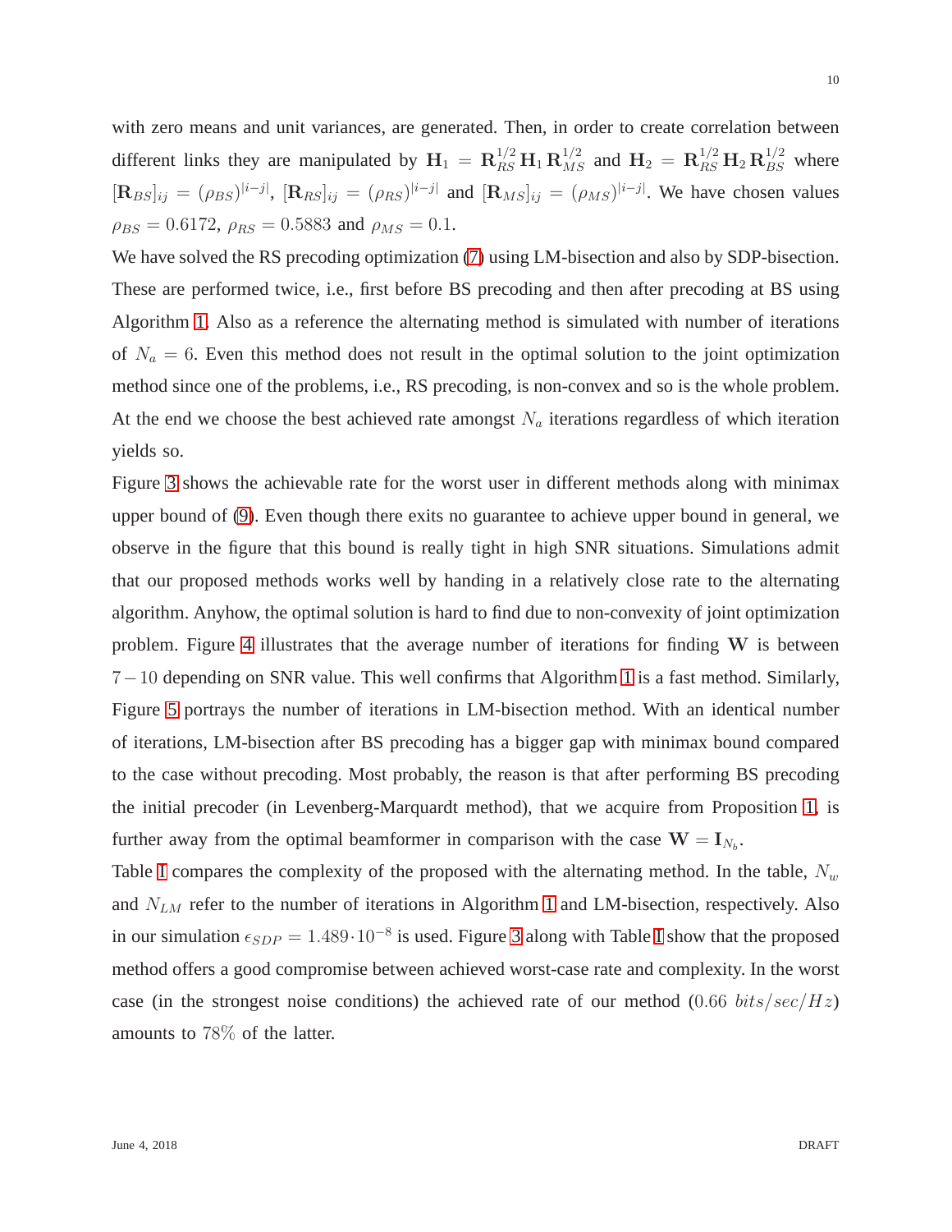with zero means and unit variances, are generated. Then, in order to create correlation between different links they are manipulated by $\mathbf{H}_1 = \mathbf{R}_{RS}^{1/2}\mathbf{H}_1\mathbf{R}_{MS}^{1/2}$ and $\mathbf{H}_2 = \mathbf{R}_{RS}^{1/2}\mathbf{H}_2\mathbf{R}_{BS}^{1/2}$ where $[\mathbf{R}_{BS}]_{ij} = (\rho_{BS})^{|i-j|}$, $[\mathbf{R}_{RS}]_{ij} = (\rho_{RS})^{|i-j|}$ and $[\mathbf{R}_{MS}]_{ij} = (\rho_{MS})^{|i-j|}$. We have chosen values $\rho_{BS} = 0.6172$, $\rho_{RS} = 0.5883$ and $\rho_{MS} = 0.1$.

We have solved the RS precoding optimization (7) using LM-bisection and also by SDP-bisection. These are performed twice, i.e., first before BS precoding and then after precoding at BS using Algorithm 1. Also as a reference the alternating method is simulated with number of iterations of $N_a = 6$. Even this method does not result in the optimal solution to the joint optimization method since one of the problems, i.e., RS precoding, is non-convex and so is the whole problem. At the end we choose the best achieved rate amongst $N_a$ iterations regardless of which iteration yields so.

Figure 3 shows the achievable rate for the worst user in different methods along with minimax upper bound of (9). Even though there exits no guarantee to achieve upper bound in general, we observe in the figure that this bound is really tight in high SNR situations. Simulations admit that our proposed methods works well by handing in a relatively close rate to the alternating algorithm. Anyhow, the optimal solution is hard to find due to non-convexity of joint optimization problem. Figure 4 illustrates that the average number of iterations for finding $\mathbf{W}$ is between $7-10$ depending on SNR value. This well confirms that Algorithm 1 is a fast method. Similarly, Figure 5 portrays the number of iterations in LM-bisection method. With an identical number of iterations, LM-bisection after BS precoding has a bigger gap with minimax bound compared to the case without precoding. Most probably, the reason is that after performing BS precoding the initial precoder (in Levenberg-Marquardt method), that we acquire from Proposition 1, is further away from the optimal beamformer in comparison with the case $\mathbf{W} = \mathbf{I}_{N_b}$.

Table I compares the complexity of the proposed with the alternating method. In the table, $N_w$ and $N_{LM}$ refer to the number of iterations in Algorithm 1 and LM-bisection, respectively. Also in our simulation $\epsilon_{SDP} = 1.489 \cdot 10^{-8}$ is used. Figure 3 along with Table I show that the proposed method offers a good compromise between achieved worst-case rate and complexity. In the worst case (in the strongest noise conditions) the achieved rate of our method ($0.66$ $bits/sec/Hz$) amounts to $78\%$ of the latter.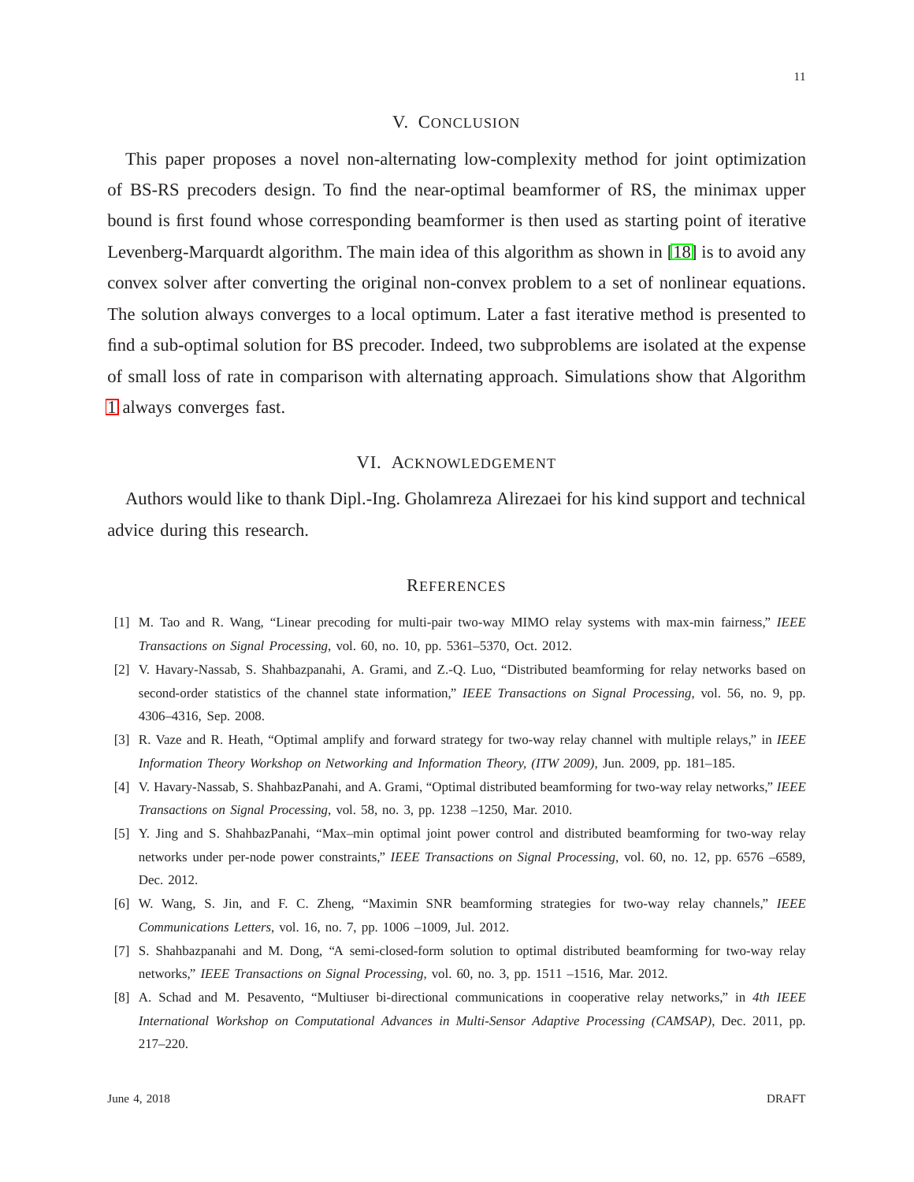## V. Conclusion

This paper proposes a novel non-alternating low-complexity method for joint optimization of BS-RS precoders design. To find the near-optimal beamformer of RS, the minimax upper bound is first found whose corresponding beamformer is then used as starting point of iterative Levenberg-Marquardt algorithm. The main idea of this algorithm as shown in [18] is to avoid any convex solver after converting the original non-convex problem to a set of nonlinear equations. The solution always converges to a local optimum. Later a fast iterative method is presented to find a sub-optimal solution for BS precoder. Indeed, two subproblems are isolated at the expense of small loss of rate in comparison with alternating approach. Simulations show that Algorithm 1 always converges fast.

## VI. Acknowledgement

Authors would like to thank Dipl.-Ing. Gholamreza Alirezaei for his kind support and technical advice during this research.

## References

[1] M. Tao and R. Wang, "Linear precoding for multi-pair two-way MIMO relay systems with max-min fairness," *IEEE Transactions on Signal Processing*, vol. 60, no. 10, pp. 5361–5370, Oct. 2012.

[2] V. Havary-Nassab, S. Shahbazpanahi, A. Grami, and Z.-Q. Luo, "Distributed beamforming for relay networks based on second-order statistics of the channel state information," *IEEE Transactions on Signal Processing*, vol. 56, no. 9, pp. 4306–4316, Sep. 2008.

[3] R. Vaze and R. Heath, "Optimal amplify and forward strategy for two-way relay channel with multiple relays," in *IEEE Information Theory Workshop on Networking and Information Theory, (ITW 2009)*, Jun. 2009, pp. 181–185.

[4] V. Havary-Nassab, S. ShahbazPanahi, and A. Grami, "Optimal distributed beamforming for two-way relay networks," *IEEE Transactions on Signal Processing*, vol. 58, no. 3, pp. 1238 –1250, Mar. 2010.

[5] Y. Jing and S. ShahbazPanahi, "Max–min optimal joint power control and distributed beamforming for two-way relay networks under per-node power constraints," *IEEE Transactions on Signal Processing*, vol. 60, no. 12, pp. 6576 –6589, Dec. 2012.

[6] W. Wang, S. Jin, and F. C. Zheng, "Maximin SNR beamforming strategies for two-way relay channels," *IEEE Communications Letters*, vol. 16, no. 7, pp. 1006 –1009, Jul. 2012.

[7] S. Shahbazpanahi and M. Dong, "A semi-closed-form solution to optimal distributed beamforming for two-way relay networks," *IEEE Transactions on Signal Processing*, vol. 60, no. 3, pp. 1511 –1516, Mar. 2012.

[8] A. Schad and M. Pesavento, "Multiuser bi-directional communications in cooperative relay networks," in *4th IEEE International Workshop on Computational Advances in Multi-Sensor Adaptive Processing (CAMSAP)*, Dec. 2011, pp. 217–220.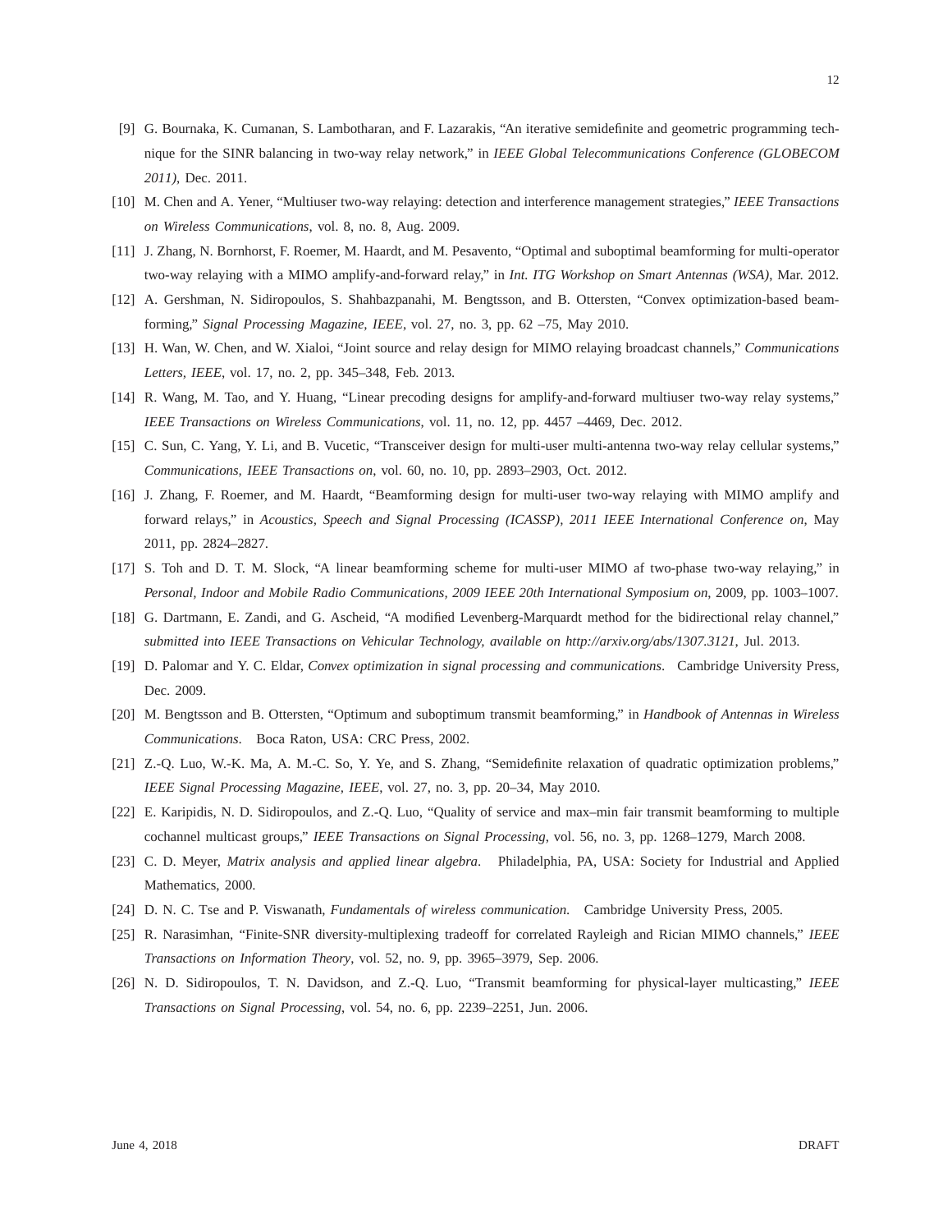[9] G. Bournaka, K. Cumanan, S. Lambotharan, and F. Lazarakis, "An iterative semidefinite and geometric programming technique for the SINR balancing in two-way relay network," in *IEEE Global Telecommunications Conference (GLOBECOM 2011)*, Dec. 2011.

[10] M. Chen and A. Yener, "Multiuser two-way relaying: detection and interference management strategies," *IEEE Transactions on Wireless Communications*, vol. 8, no. 8, Aug. 2009.

[11] J. Zhang, N. Bornhorst, F. Roemer, M. Haardt, and M. Pesavento, "Optimal and suboptimal beamforming for multi-operator two-way relaying with a MIMO amplify-and-forward relay," in *Int. ITG Workshop on Smart Antennas (WSA)*, Mar. 2012.

[12] A. Gershman, N. Sidiropoulos, S. Shahbazpanahi, M. Bengtsson, and B. Ottersten, "Convex optimization-based beamforming," *Signal Processing Magazine, IEEE*, vol. 27, no. 3, pp. 62 –75, May 2010.

[13] H. Wan, W. Chen, and W. Xialoi, "Joint source and relay design for MIMO relaying broadcast channels," *Communications Letters, IEEE*, vol. 17, no. 2, pp. 345–348, Feb. 2013.

[14] R. Wang, M. Tao, and Y. Huang, "Linear precoding designs for amplify-and-forward multiuser two-way relay systems," *IEEE Transactions on Wireless Communications*, vol. 11, no. 12, pp. 4457 –4469, Dec. 2012.

[15] C. Sun, C. Yang, Y. Li, and B. Vucetic, "Transceiver design for multi-user multi-antenna two-way relay cellular systems," *Communications, IEEE Transactions on*, vol. 60, no. 10, pp. 2893–2903, Oct. 2012.

[16] J. Zhang, F. Roemer, and M. Haardt, "Beamforming design for multi-user two-way relaying with MIMO amplify and forward relays," in *Acoustics, Speech and Signal Processing (ICASSP), 2011 IEEE International Conference on*, May 2011, pp. 2824–2827.

[17] S. Toh and D. T. M. Slock, "A linear beamforming scheme for multi-user MIMO af two-phase two-way relaying," in *Personal, Indoor and Mobile Radio Communications, 2009 IEEE 20th International Symposium on*, 2009, pp. 1003–1007.

[18] G. Dartmann, E. Zandi, and G. Ascheid, "A modified Levenberg-Marquardt method for the bidirectional relay channel," *submitted into IEEE Transactions on Vehicular Technology, available on http://arxiv.org/abs/1307.3121*, Jul. 2013.

[19] D. Palomar and Y. C. Eldar, *Convex optimization in signal processing and communications*. Cambridge University Press, Dec. 2009.

[20] M. Bengtsson and B. Ottersten, "Optimum and suboptimum transmit beamforming," in *Handbook of Antennas in Wireless Communications*. Boca Raton, USA: CRC Press, 2002.

[21] Z.-Q. Luo, W.-K. Ma, A. M.-C. So, Y. Ye, and S. Zhang, "Semidefinite relaxation of quadratic optimization problems," *IEEE Signal Processing Magazine, IEEE*, vol. 27, no. 3, pp. 20–34, May 2010.

[22] E. Karipidis, N. D. Sidiropoulos, and Z.-Q. Luo, "Quality of service and max–min fair transmit beamforming to multiple cochannel multicast groups," *IEEE Transactions on Signal Processing*, vol. 56, no. 3, pp. 1268–1279, March 2008.

[23] C. D. Meyer, *Matrix analysis and applied linear algebra*. Philadelphia, PA, USA: Society for Industrial and Applied Mathematics, 2000.

[24] D. N. C. Tse and P. Viswanath, *Fundamentals of wireless communication*. Cambridge University Press, 2005.

[25] R. Narasimhan, "Finite-SNR diversity-multiplexing tradeoff for correlated Rayleigh and Rician MIMO channels," *IEEE Transactions on Information Theory*, vol. 52, no. 9, pp. 3965–3979, Sep. 2006.

[26] N. D. Sidiropoulos, T. N. Davidson, and Z.-Q. Luo, "Transmit beamforming for physical-layer multicasting," *IEEE Transactions on Signal Processing*, vol. 54, no. 6, pp. 2239–2251, Jun. 2006.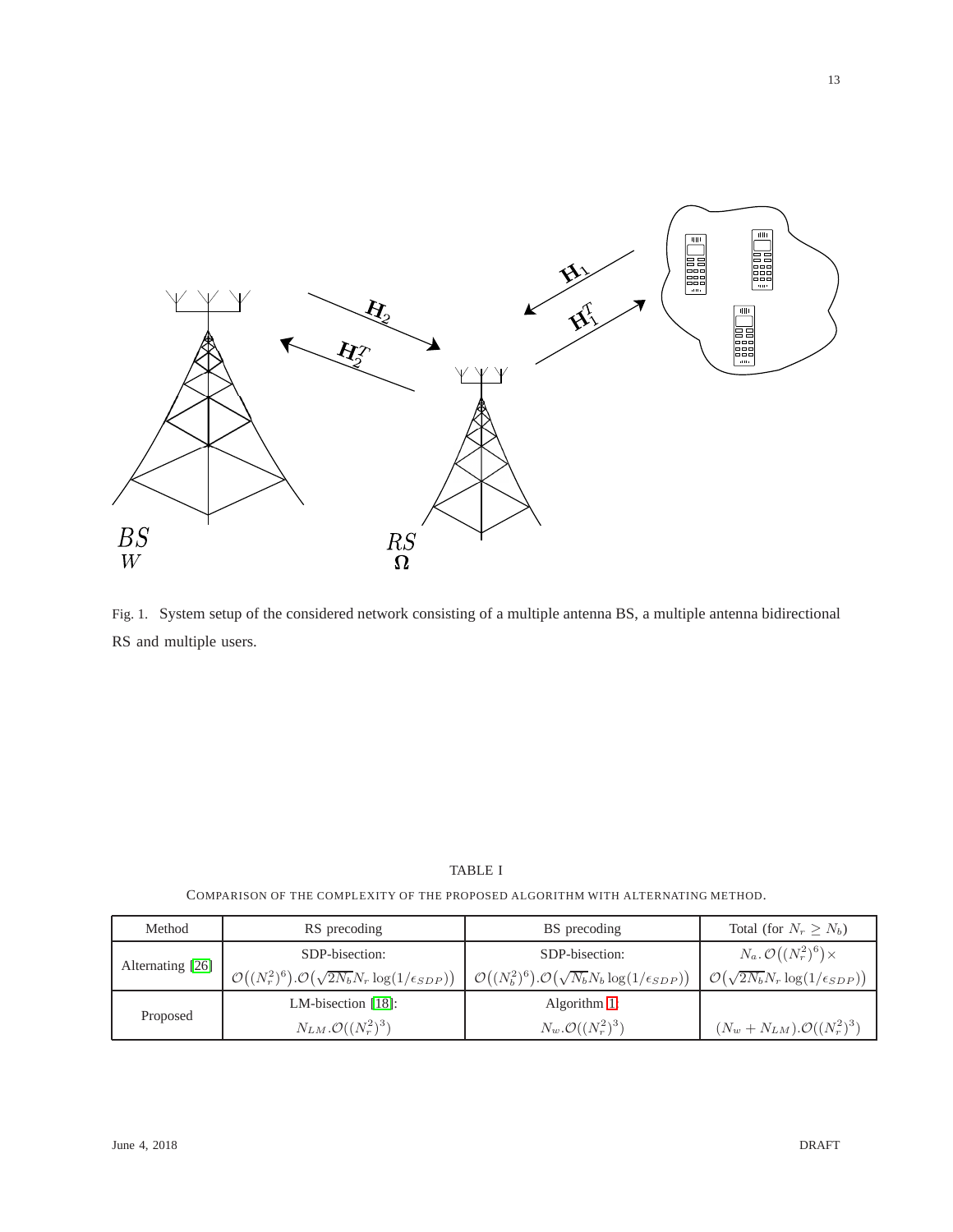BS
W

RS
$\mathbf{\Omega}$

$\mathbf{H}_2$

$\mathbf{H}_2^T$

$\mathbf{H}_1$

$\mathbf{H}_1^T$

Fig. 1. System setup of the considered network consisting of a multiple antenna BS, a multiple antenna bidirectional RS and multiple users.

TABLE I

COMPARISON OF THE COMPLEXITY OF THE PROPOSED ALGORITHM WITH ALTERNATING METHOD.

| Method | RS precoding | BS precoding | Total (for $N_r \geq N_b$) |
|---|---|---|---|
| Alternating [26] | SDP-bisection: $\mathcal{O}\big((N_r^2)^6\big).\mathcal{O}\big(\sqrt{2N_b}N_r \log(1/\epsilon_{SDP})\big)$ | SDP-bisection: $\mathcal{O}\big((N_b^2)^6\big).\mathcal{O}\big(\sqrt{N_b}N_b \log(1/\epsilon_{SDP})\big)$ | $N_a.\,\mathcal{O}\big((N_r^2)^6\big)\times$ $\mathcal{O}\big(\sqrt{2N_b}N_r \log(1/\epsilon_{SDP})\big)$ |
| Proposed | LM-bisection [18]: $N_{LM}.\mathcal{O}((N_r^2)^3)$ | Algorithm 1 $N_w.\mathcal{O}((N_r^2)^3)$ | $(N_w + N_{LM}).\mathcal{O}((N_r^2)^3)$ |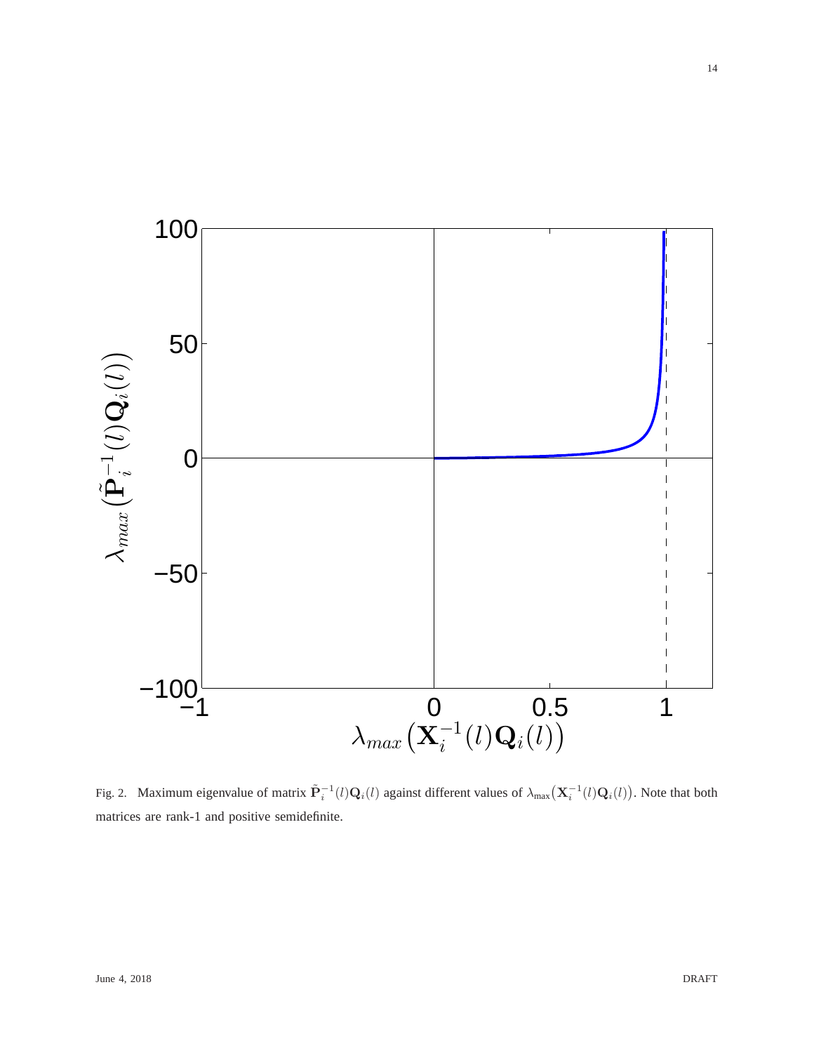100

50

0

−50

−100

−1

0

0.5

1

$\lambda_{max}\left(\tilde{\mathbf{P}}_i^{-1}(l)\mathbf{Q}_i(l)\right)$

$\lambda_{max}\left(\mathbf{X}_i^{-1}(l)\mathbf{Q}_i(l)\right)$

Fig. 2. Maximum eigenvalue of matrix $\tilde{\mathbf{P}}_i^{-1}(l)\mathbf{Q}_i(l)$ against different values of $\lambda_{\max}\left(\mathbf{X}_i^{-1}(l)\mathbf{Q}_i(l)\right)$. Note that both matrices are rank-1 and positive semidefinite.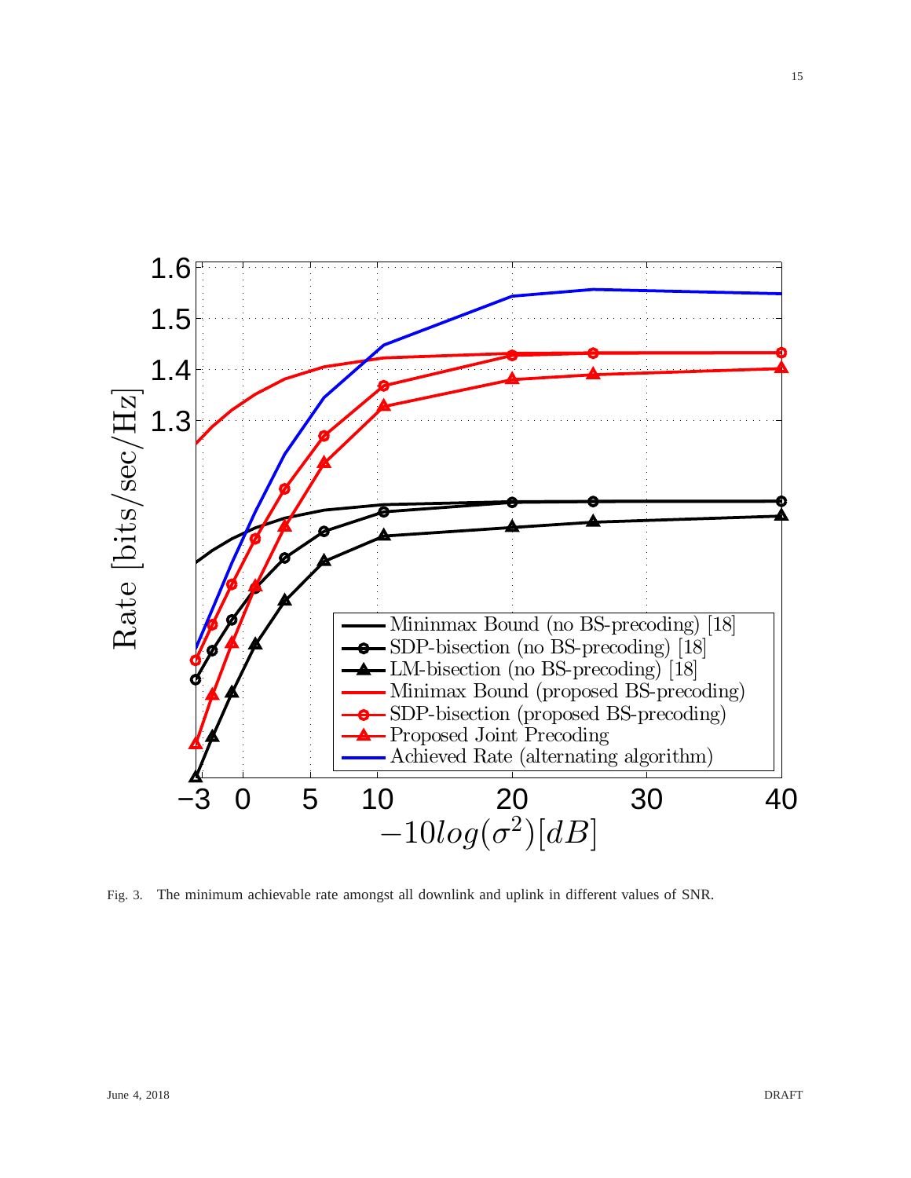1.6
1.5
1.4
1.3

Rate [bits/sec/Hz]

−3 0 5 10 20 30 40

$-10log(\sigma^2)[dB]$

Mininmax Bound (no BS-precoding) [18]
SDP-bisection (no BS-precoding) [18]
LM-bisection (no BS-precoding) [18]
Minimax Bound (proposed BS-precoding)
SDP-bisection (proposed BS-precoding)
Proposed Joint Precoding
Achieved Rate (alternating algorithm)

Fig. 3. The minimum achievable rate amongst all downlink and uplink in different values of SNR.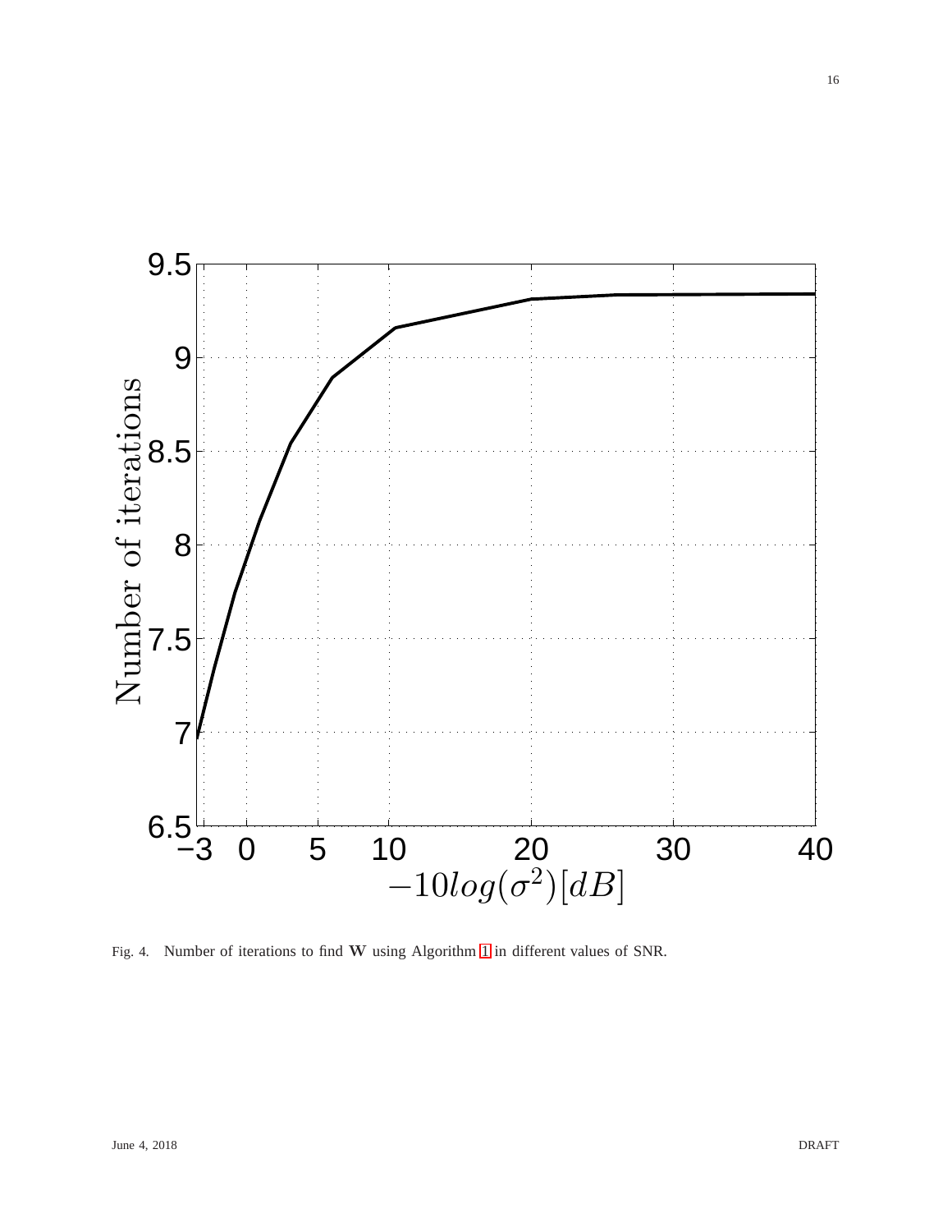9.5

9

8.5

8

7.5

7

6.5

Number of iterations

−3 0 5 10 20 30 40

$-10log(\sigma^2)[dB]$

Fig. 4. Number of iterations to find $\mathbf{W}$ using Algorithm 1 in different values of SNR.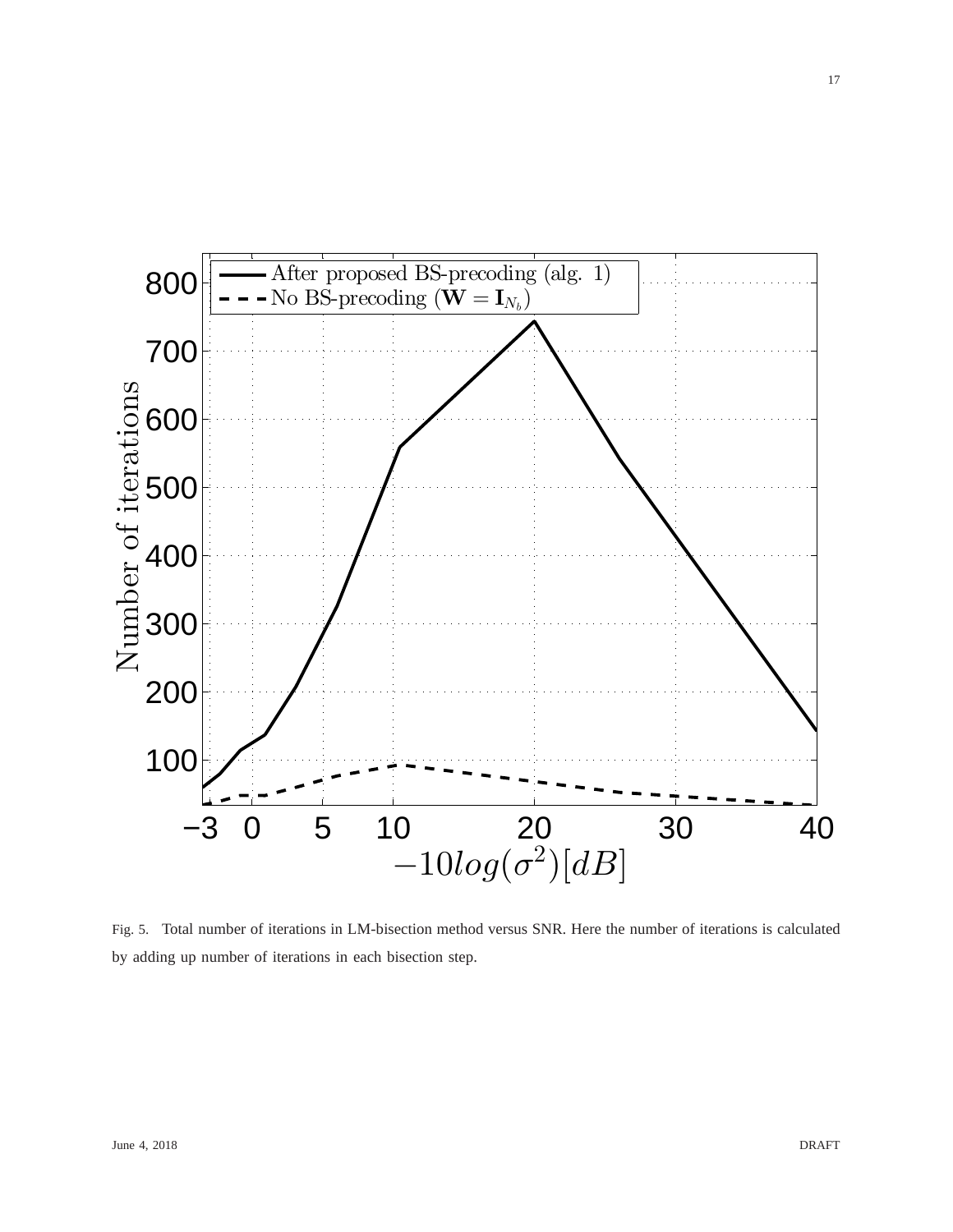Number of iterations

800
700
600
500
400
300
200
100

−3 0 5 10 20 30 40

$-10log(\sigma^2)[dB]$

After proposed BS-precoding (alg. 1)
No BS-precoding ($\mathbf{W} = \mathbf{I}_{N_b}$)

Fig. 5. Total number of iterations in LM-bisection method versus SNR. Here the number of iterations is calculated by adding up number of iterations in each bisection step.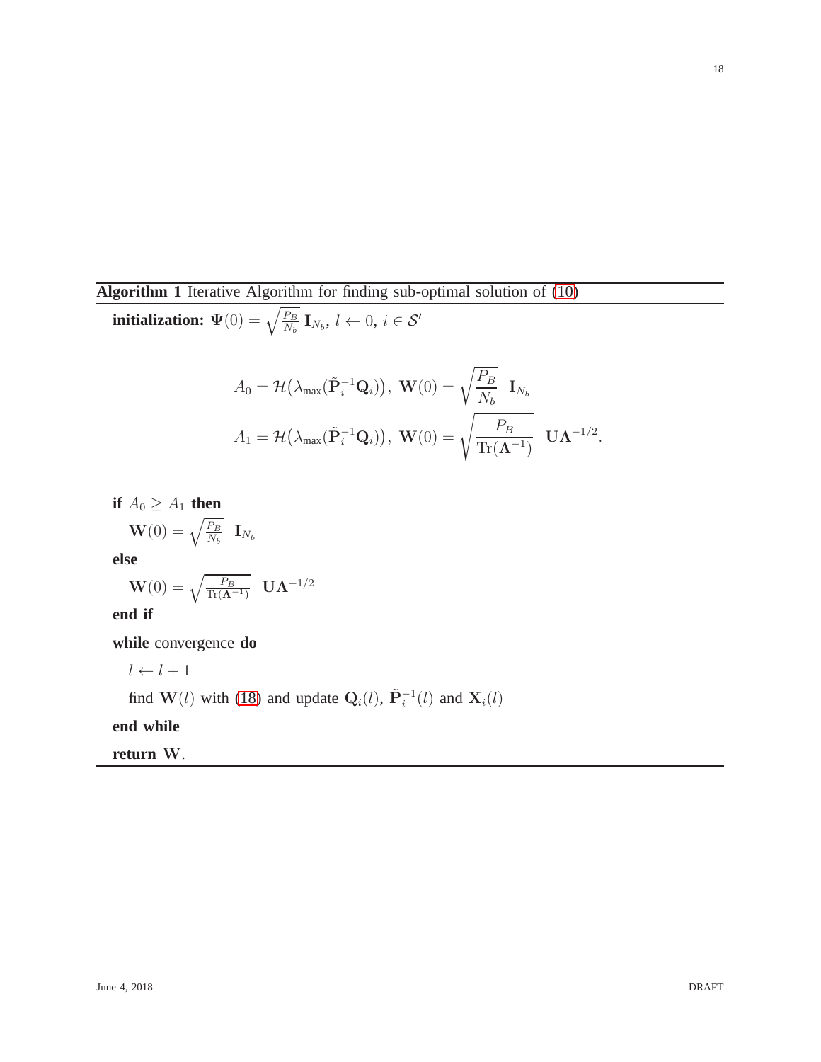**Algorithm 1** Iterative Algorithm for finding sub-optimal solution of (10)

**initialization:** $\Psi(0) = \sqrt{\frac{P_B}{N_b}}\,\mathbf{I}_{N_b}$, $l \leftarrow 0$, $i \in \mathcal{S}'$

$$A_0 = \mathcal{H}\big(\lambda_{\max}(\tilde{\mathbf{P}}_i^{-1}\mathbf{Q}_i)\big),\ \mathbf{W}(0) = \sqrt{\frac{P_B}{N_b}}\ \mathbf{I}_{N_b}$$

$$A_1 = \mathcal{H}\big(\lambda_{\max}(\tilde{\mathbf{P}}_i^{-1}\mathbf{Q}_i)\big),\ \mathbf{W}(0) = \sqrt{\frac{P_B}{\mathrm{Tr}(\mathbf{\Lambda}^{-1})}}\ \mathbf{U}\mathbf{\Lambda}^{-1/2}.$$

**if** $A_0 \geq A_1$ **then**

  $\mathbf{W}(0) = \sqrt{\frac{P_B}{N_b}}\ \mathbf{I}_{N_b}$

**else**

  $\mathbf{W}(0) = \sqrt{\frac{P_B}{\mathrm{Tr}(\mathbf{\Lambda}^{-1})}}\ \mathbf{U}\mathbf{\Lambda}^{-1/2}$

**end if**

**while** convergence **do**

  $l \leftarrow l + 1$

  find $\mathbf{W}(l)$ with (18) and update $\mathbf{Q}_i(l)$, $\tilde{\mathbf{P}}_i^{-1}(l)$ and $\mathbf{X}_i(l)$

**end while**

**return** $\mathbf{W}$.